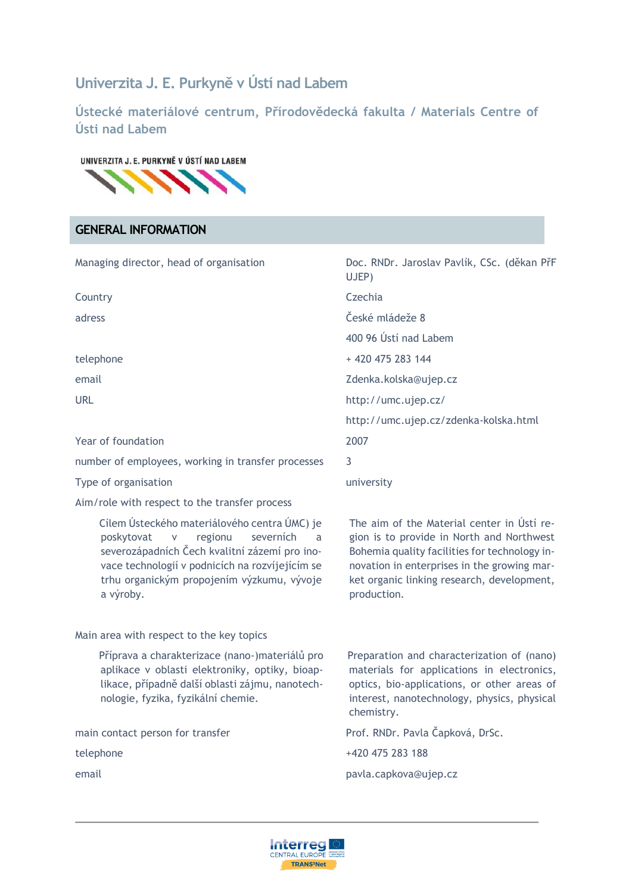# Univerzita J. E. Purkyně v Ústí nad Labem

## Ústecké materiálové centrum, Přírodovědecká fakulta / Materials Centre of Ústi nad Labem

## GENERAL INFORMATION

| | |
|---|---|
| Managing director, head of organisation | Doc. RNDr. Jaroslav Pavlík, CSc. (děkan PřF UJEP) |
| Country | Czechia |
| adress | České mládeže 8 |
| | 400 96 Ústí nad Labem |
| telephone | + 420 475 283 144 |
| email | Zdenka.kolska@ujep.cz |
| URL | http://umc.ujep.cz/ |
| | http://umc.ujep.cz/zdenka-kolska.html |
| Year of foundation | 2007 |
| number of employees, working in transfer processes | 3 |
| Type of organisation | university |

Aim/role with respect to the transfer process

Cílem Ústeckého materiálového centra ÚMC) je poskytovat v regionu severních a severozápadních Čech kvalitní zázemí pro inovace technologií v podnicích na rozvíjejícím se trhu organickým propojením výzkumu, vývoje a výroby.

The aim of the Material center in Ústí region is to provide in North and Northwest Bohemia quality facilities for technology innovation in enterprises in the growing market organic linking research, development, production.

Main area with respect to the key topics

Příprava a charakterizace (nano-)materiálů pro aplikace v oblasti elektroniky, optiky, bioaplikace, případně další oblasti zájmu, nanotechnologie, fyzika, fyzikální chemie.

Preparation and characterization of (nano) materials for applications in electronics, optics, bio-applications, or other areas of interest, nanotechnology, physics, physical chemistry.

| | |
|---|---|
| main contact person for transfer | Prof. RNDr. Pavla Čapková, DrSc. |
| telephone | +420 475 283 188 |
| email | pavla.capkova@ujep.cz |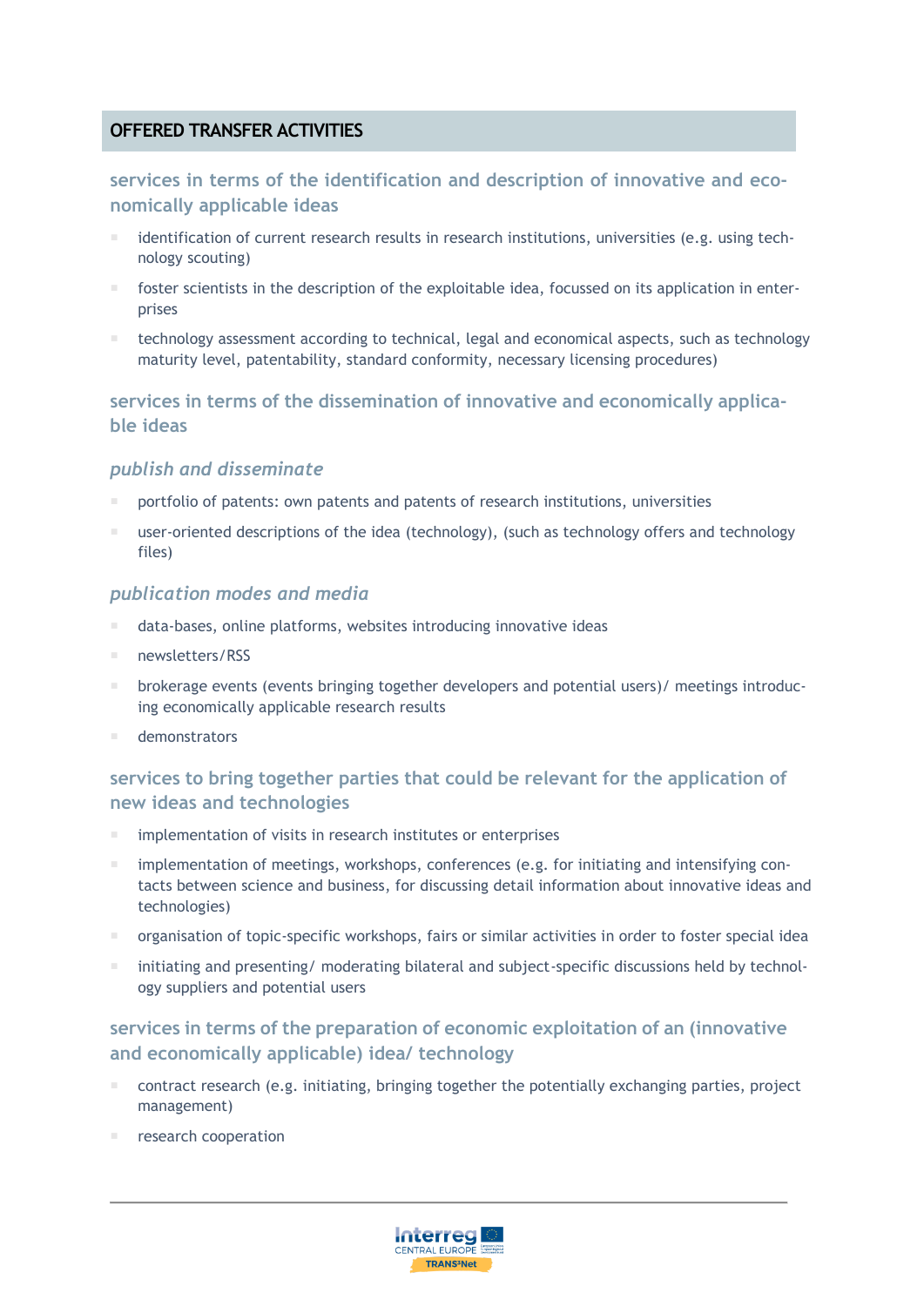## OFFERED TRANSFER ACTIVITIES

### services in terms of the identification and description of innovative and economically applicable ideas

- identification of current research results in research institutions, universities (e.g. using technology scouting)
- foster scientists in the description of the exploitable idea, focussed on its application in enterprises
- technology assessment according to technical, legal and economical aspects, such as technology maturity level, patentability, standard conformity, necessary licensing procedures)

### services in terms of the dissemination of innovative and economically applicable ideas

#### *publish and disseminate*

- portfolio of patents: own patents and patents of research institutions, universities
- user-oriented descriptions of the idea (technology), (such as technology offers and technology files)

#### *publication modes and media*

- data-bases, online platforms, websites introducing innovative ideas
- newsletters/RSS
- brokerage events (events bringing together developers and potential users)/ meetings introducing economically applicable research results
- demonstrators

### services to bring together parties that could be relevant for the application of new ideas and technologies

- implementation of visits in research institutes or enterprises
- implementation of meetings, workshops, conferences (e.g. for initiating and intensifying contacts between science and business, for discussing detail information about innovative ideas and technologies)
- organisation of topic-specific workshops, fairs or similar activities in order to foster special idea
- initiating and presenting/ moderating bilateral and subject-specific discussions held by technology suppliers and potential users

### services in terms of the preparation of economic exploitation of an (innovative and economically applicable) idea/ technology

- contract research (e.g. initiating, bringing together the potentially exchanging parties, project management)
- research cooperation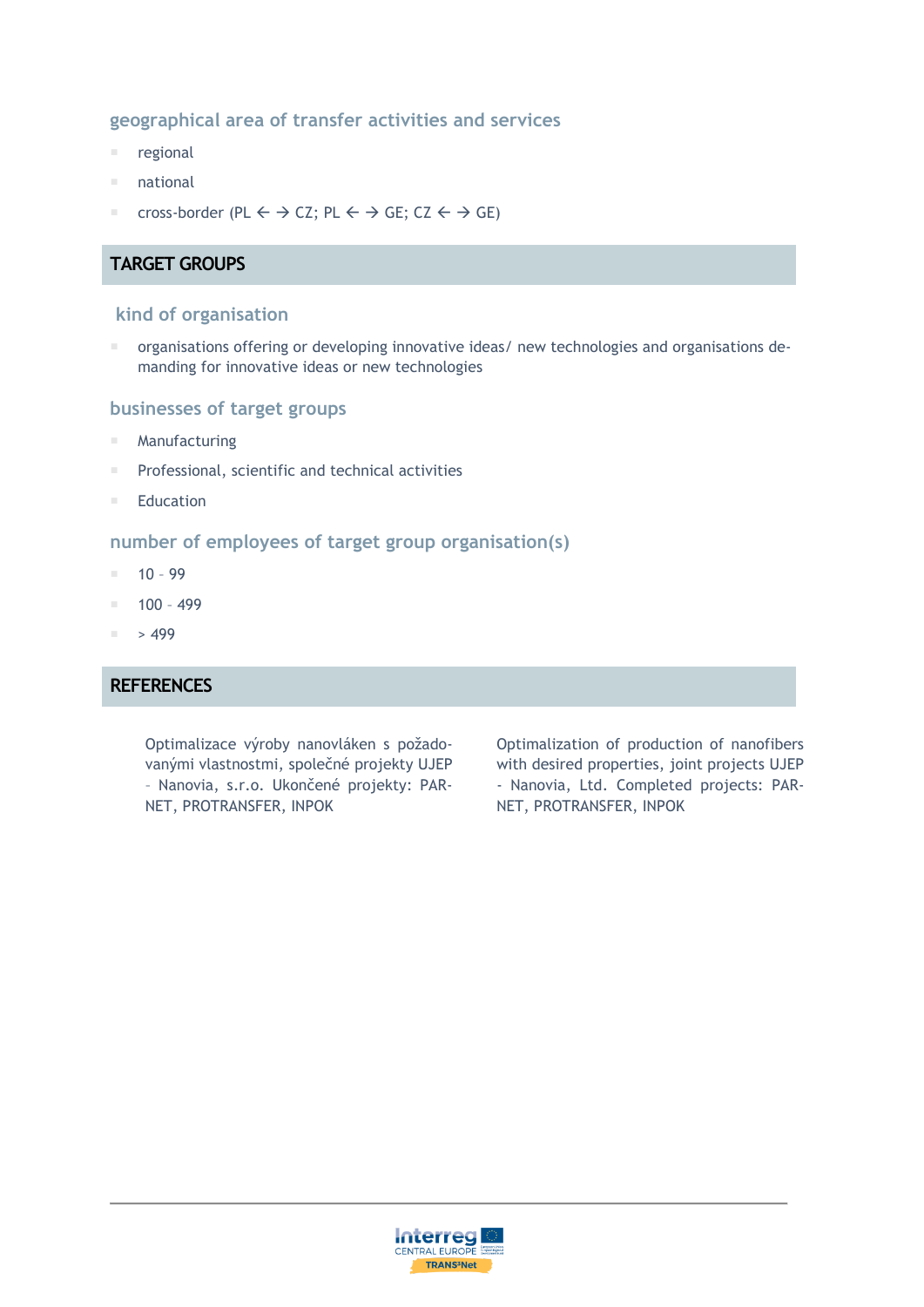### geographical area of transfer activities and services

- regional
- national
- cross-border (PL ← → CZ; PL ← → GE; CZ ← → GE)

## TARGET GROUPS

### kind of organisation

- organisations offering or developing innovative ideas/ new technologies and organisations demanding for innovative ideas or new technologies

### businesses of target groups

- Manufacturing
- Professional, scientific and technical activities
- Education

### number of employees of target group organisation(s)

- 10 – 99
- 100 – 499
- > 499

## REFERENCES

Optimalizace výroby nanovláken s požadovanými vlastnostmi, společné projekty UJEP – Nanovia, s.r.o. Ukončené projekty: PARNET, PROTRANSFER, INPOK

Optimalization of production of nanofibers with desired properties, joint projects UJEP - Nanovia, Ltd. Completed projects: PARNET, PROTRANSFER, INPOK